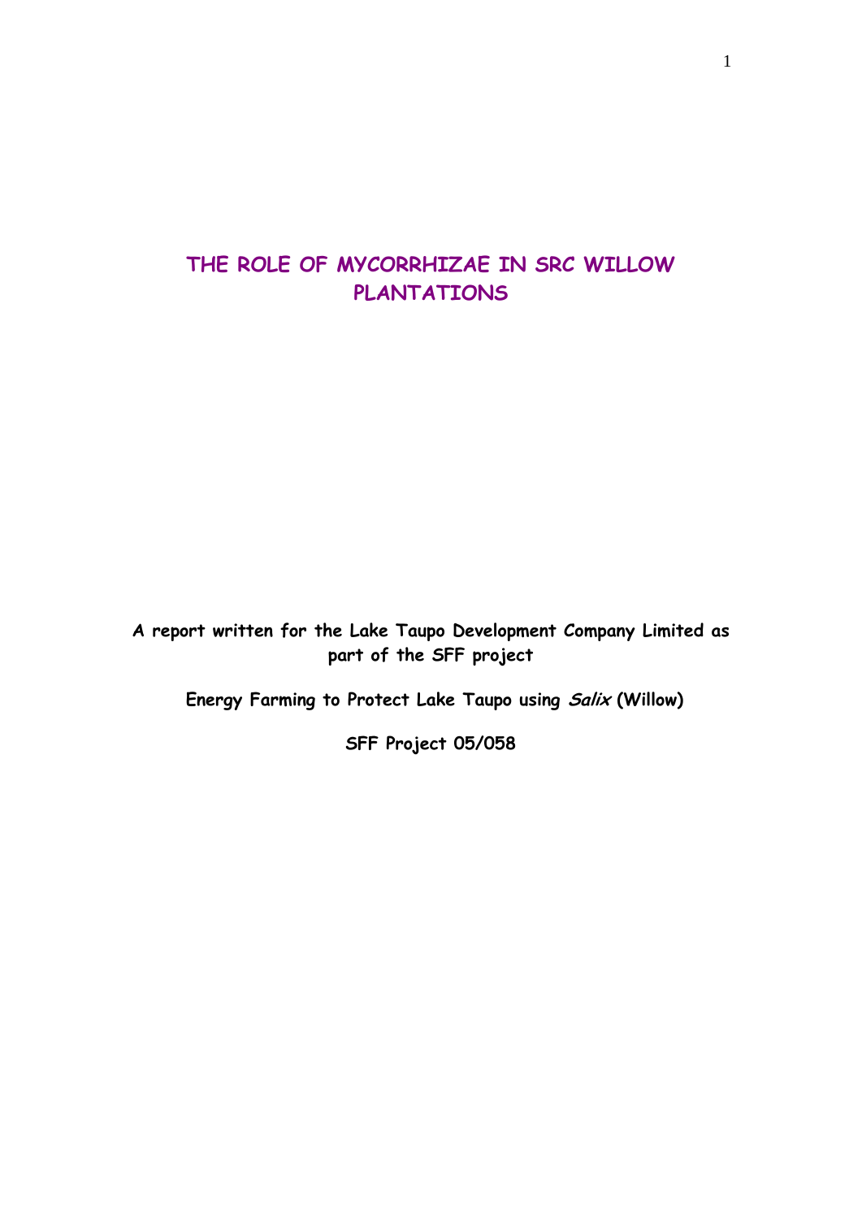# THE ROLE OF MYCORRHIZAE IN SRC WILLOW PLANTATIONS

**A report written for the Lake Taupo Development Company Limited as part of the SFF project**

**Energy Farming to Protect Lake Taupo using *Salix* (Willow)**

**SFF Project 05/058**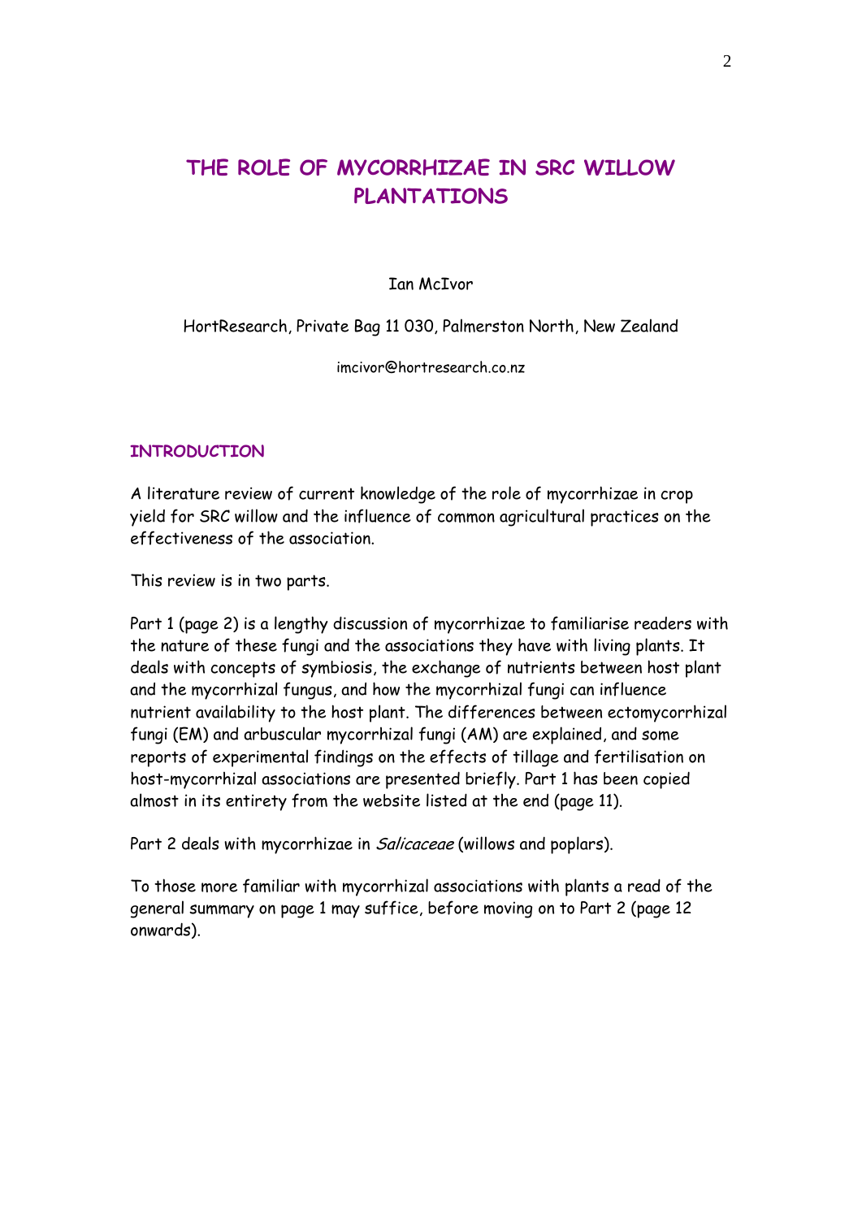# THE ROLE OF MYCORRHIZAE IN SRC WILLOW PLANTATIONS

Ian McIvor

HortResearch, Private Bag 11 030, Palmerston North, New Zealand

imcivor@hortresearch.co.nz

## INTRODUCTION

A literature review of current knowledge of the role of mycorrhizae in crop yield for SRC willow and the influence of common agricultural practices on the effectiveness of the association.

This review is in two parts.

Part 1 (page 2) is a lengthy discussion of mycorrhizae to familiarise readers with the nature of these fungi and the associations they have with living plants. It deals with concepts of symbiosis, the exchange of nutrients between host plant and the mycorrhizal fungus, and how the mycorrhizal fungi can influence nutrient availability to the host plant. The differences between ectomycorrhizal fungi (EM) and arbuscular mycorrhizal fungi (AM) are explained, and some reports of experimental findings on the effects of tillage and fertilisation on host-mycorrhizal associations are presented briefly. Part 1 has been copied almost in its entirety from the website listed at the end (page 11).

Part 2 deals with mycorrhizae in *Salicaceae* (willows and poplars).

To those more familiar with mycorrhizal associations with plants a read of the general summary on page 1 may suffice, before moving on to Part 2 (page 12 onwards).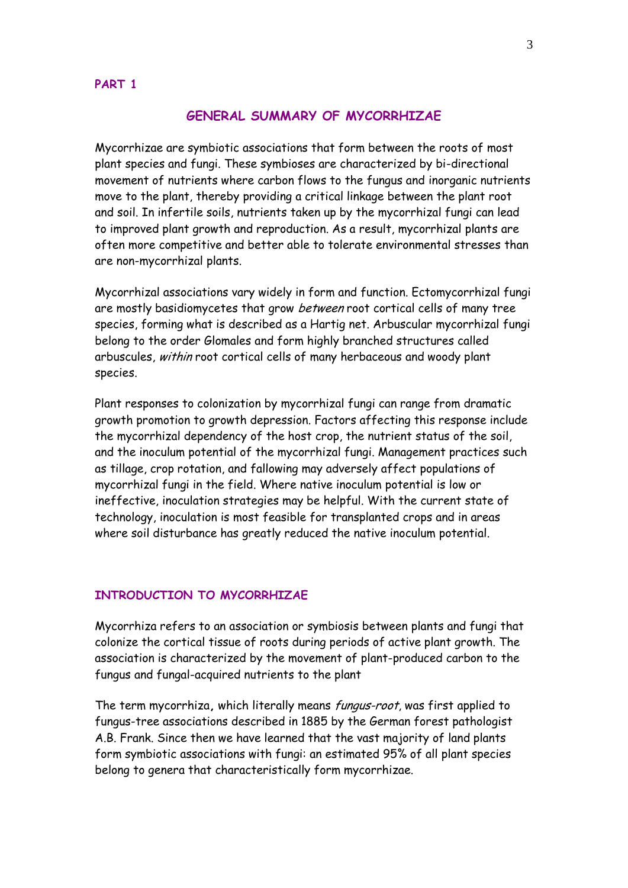**PART 1**

## GENERAL SUMMARY OF MYCORRHIZAE

Mycorrhizae are symbiotic associations that form between the roots of most plant species and fungi. These symbioses are characterized by bi-directional movement of nutrients where carbon flows to the fungus and inorganic nutrients move to the plant, thereby providing a critical linkage between the plant root and soil. In infertile soils, nutrients taken up by the mycorrhizal fungi can lead to improved plant growth and reproduction. As a result, mycorrhizal plants are often more competitive and better able to tolerate environmental stresses than are non-mycorrhizal plants.

Mycorrhizal associations vary widely in form and function. Ectomycorrhizal fungi are mostly basidiomycetes that grow *between* root cortical cells of many tree species, forming what is described as a Hartig net. Arbuscular mycorrhizal fungi belong to the order Glomales and form highly branched structures called arbuscules, *within* root cortical cells of many herbaceous and woody plant species.

Plant responses to colonization by mycorrhizal fungi can range from dramatic growth promotion to growth depression. Factors affecting this response include the mycorrhizal dependency of the host crop, the nutrient status of the soil, and the inoculum potential of the mycorrhizal fungi. Management practices such as tillage, crop rotation, and fallowing may adversely affect populations of mycorrhizal fungi in the field. Where native inoculum potential is low or ineffective, inoculation strategies may be helpful. With the current state of technology, inoculation is most feasible for transplanted crops and in areas where soil disturbance has greatly reduced the native inoculum potential.

## INTRODUCTION TO MYCORRHIZAE

Mycorrhiza refers to an association or symbiosis between plants and fungi that colonize the cortical tissue of roots during periods of active plant growth. The association is characterized by the movement of plant-produced carbon to the fungus and fungal-acquired nutrients to the plant

The term mycorrhiza**,** which literally means *fungus-root*, was first applied to fungus-tree associations described in 1885 by the German forest pathologist A.B. Frank. Since then we have learned that the vast majority of land plants form symbiotic associations with fungi: an estimated 95% of all plant species belong to genera that characteristically form mycorrhizae.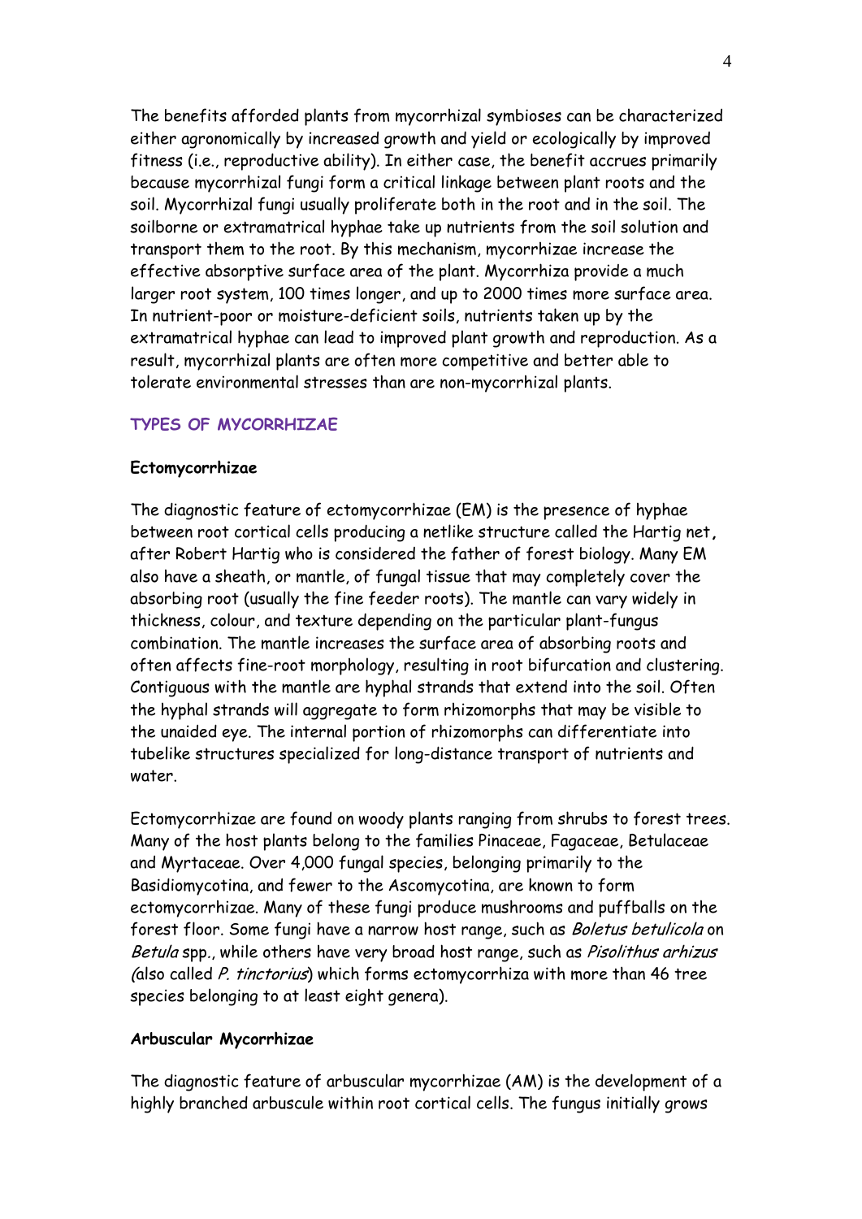The benefits afforded plants from mycorrhizal symbioses can be characterized either agronomically by increased growth and yield or ecologically by improved fitness (i.e., reproductive ability). In either case, the benefit accrues primarily because mycorrhizal fungi form a critical linkage between plant roots and the soil. Mycorrhizal fungi usually proliferate both in the root and in the soil. The soilborne or extramatrical hyphae take up nutrients from the soil solution and transport them to the root. By this mechanism, mycorrhizae increase the effective absorptive surface area of the plant. Mycorrhiza provide a much larger root system, 100 times longer, and up to 2000 times more surface area. In nutrient-poor or moisture-deficient soils, nutrients taken up by the extramatrical hyphae can lead to improved plant growth and reproduction. As a result, mycorrhizal plants are often more competitive and better able to tolerate environmental stresses than are non-mycorrhizal plants.

## TYPES OF MYCORRHIZAE

### Ectomycorrhizae

The diagnostic feature of ectomycorrhizae (EM) is the presence of hyphae between root cortical cells producing a netlike structure called the Hartig net**,** after Robert Hartig who is considered the father of forest biology. Many EM also have a sheath, or mantle, of fungal tissue that may completely cover the absorbing root (usually the fine feeder roots). The mantle can vary widely in thickness, colour, and texture depending on the particular plant-fungus combination. The mantle increases the surface area of absorbing roots and often affects fine-root morphology, resulting in root bifurcation and clustering. Contiguous with the mantle are hyphal strands that extend into the soil. Often the hyphal strands will aggregate to form rhizomorphs that may be visible to the unaided eye. The internal portion of rhizomorphs can differentiate into tubelike structures specialized for long-distance transport of nutrients and water.

Ectomycorrhizae are found on woody plants ranging from shrubs to forest trees. Many of the host plants belong to the families Pinaceae, Fagaceae, Betulaceae and Myrtaceae. Over 4,000 fungal species, belonging primarily to the Basidiomycotina, and fewer to the Ascomycotina, are known to form ectomycorrhizae. Many of these fungi produce mushrooms and puffballs on the forest floor. Some fungi have a narrow host range, such as *Boletus betulicola* on *Betula* spp., while others have very broad host range, such as *Pisolithus arhizus* (also called *P. tinctorius*) which forms ectomycorrhiza with more than 46 tree species belonging to at least eight genera).

### Arbuscular Mycorrhizae

The diagnostic feature of arbuscular mycorrhizae (AM) is the development of a highly branched arbuscule within root cortical cells. The fungus initially grows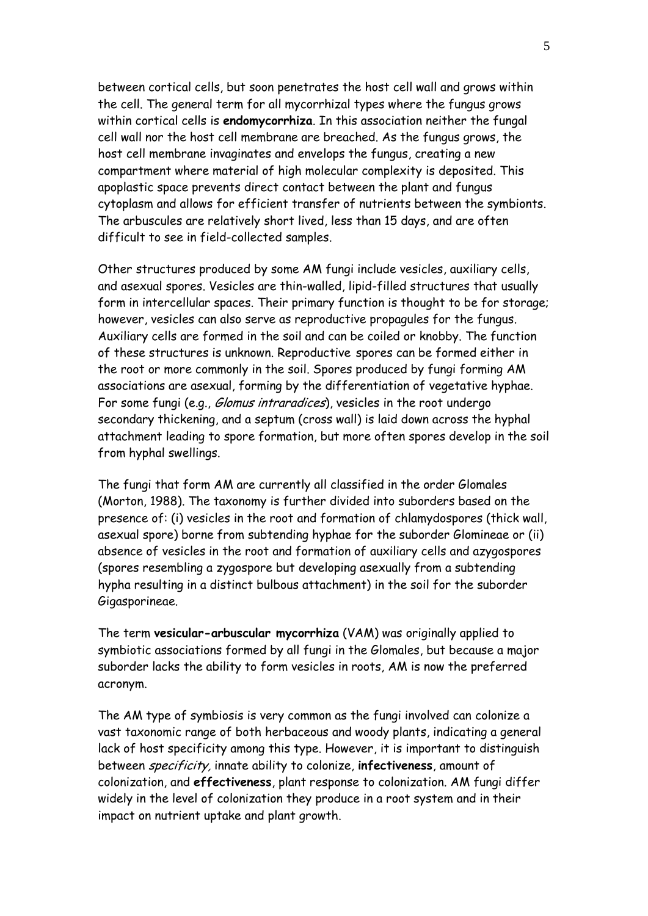between cortical cells, but soon penetrates the host cell wall and grows within the cell. The general term for all mycorrhizal types where the fungus grows within cortical cells is **endomycorrhiza**. In this association neither the fungal cell wall nor the host cell membrane are breached. As the fungus grows, the host cell membrane invaginates and envelops the fungus, creating a new compartment where material of high molecular complexity is deposited. This apoplastic space prevents direct contact between the plant and fungus cytoplasm and allows for efficient transfer of nutrients between the symbionts. The arbuscules are relatively short lived, less than 15 days, and are often difficult to see in field-collected samples.

Other structures produced by some AM fungi include vesicles, auxiliary cells, and asexual spores. Vesicles are thin-walled, lipid-filled structures that usually form in intercellular spaces. Their primary function is thought to be for storage; however, vesicles can also serve as reproductive propagules for the fungus. Auxiliary cells are formed in the soil and can be coiled or knobby. The function of these structures is unknown. Reproductive spores can be formed either in the root or more commonly in the soil. Spores produced by fungi forming AM associations are asexual, forming by the differentiation of vegetative hyphae. For some fungi (e.g., *Glomus intraradices*), vesicles in the root undergo secondary thickening, and a septum (cross wall) is laid down across the hyphal attachment leading to spore formation, but more often spores develop in the soil from hyphal swellings.

The fungi that form AM are currently all classified in the order Glomales (Morton, 1988). The taxonomy is further divided into suborders based on the presence of: (i) vesicles in the root and formation of chlamydospores (thick wall, asexual spore) borne from subtending hyphae for the suborder Glomineae or (ii) absence of vesicles in the root and formation of auxiliary cells and azygospores (spores resembling a zygospore but developing asexually from a subtending hypha resulting in a distinct bulbous attachment) in the soil for the suborder Gigasporineae.

The term **vesicular-arbuscular mycorrhiza** (VAM) was originally applied to symbiotic associations formed by all fungi in the Glomales, but because a major suborder lacks the ability to form vesicles in roots, AM is now the preferred acronym.

The AM type of symbiosis is very common as the fungi involved can colonize a vast taxonomic range of both herbaceous and woody plants, indicating a general lack of host specificity among this type. However, it is important to distinguish between *specificity,* innate ability to colonize, **infectiveness**, amount of colonization, and **effectiveness**, plant response to colonization. AM fungi differ widely in the level of colonization they produce in a root system and in their impact on nutrient uptake and plant growth.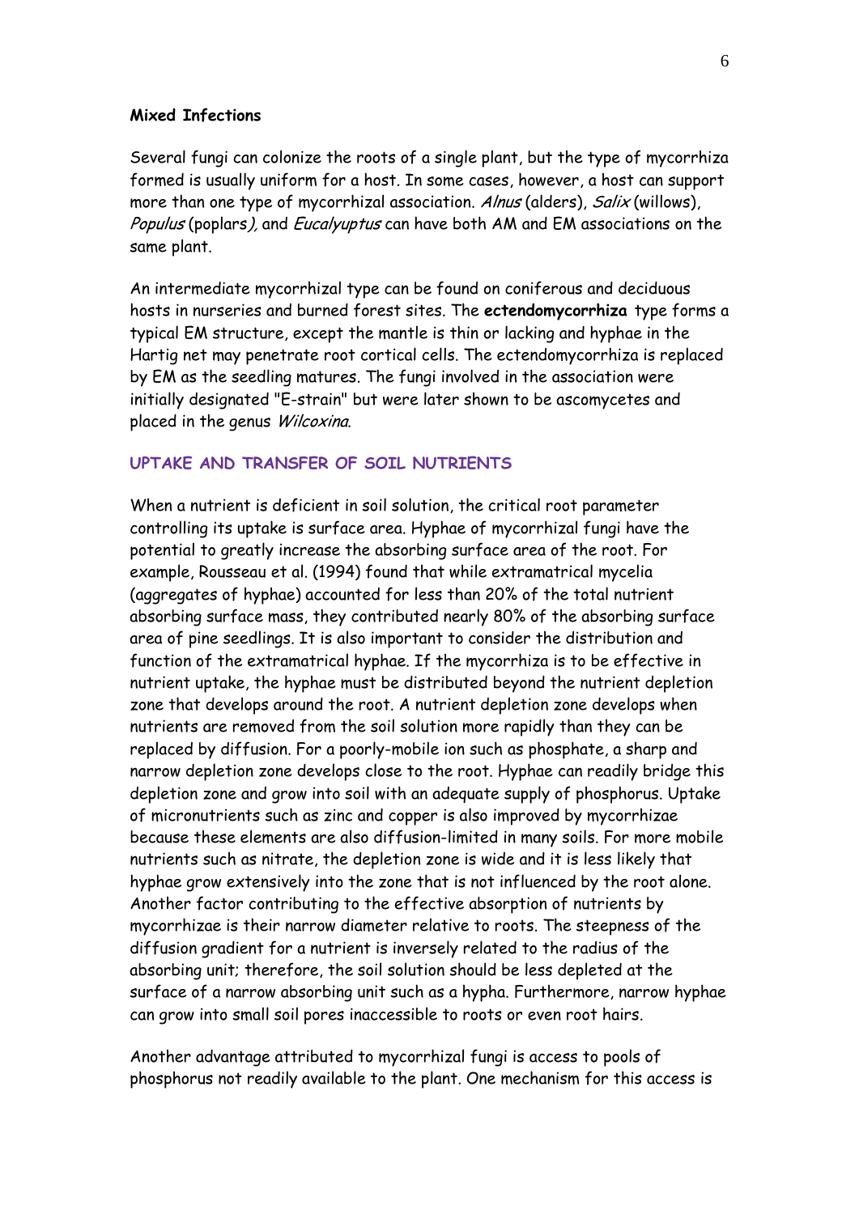### Mixed Infections

Several fungi can colonize the roots of a single plant, but the type of mycorrhiza formed is usually uniform for a host. In some cases, however, a host can support more than one type of mycorrhizal association. *Alnus* (alders), *Salix* (willows), *Populus* (poplars), and *Eucalyuptus* can have both AM and EM associations on the same plant.

An intermediate mycorrhizal type can be found on coniferous and deciduous hosts in nurseries and burned forest sites. The **ectendomycorrhiza** type forms a typical EM structure, except the mantle is thin or lacking and hyphae in the Hartig net may penetrate root cortical cells. The ectendomycorrhiza is replaced by EM as the seedling matures. The fungi involved in the association were initially designated "E-strain" but were later shown to be ascomycetes and placed in the genus *Wilcoxina*.

## UPTAKE AND TRANSFER OF SOIL NUTRIENTS

When a nutrient is deficient in soil solution, the critical root parameter controlling its uptake is surface area. Hyphae of mycorrhizal fungi have the potential to greatly increase the absorbing surface area of the root. For example, Rousseau et al. (1994) found that while extramatrical mycelia (aggregates of hyphae) accounted for less than 20% of the total nutrient absorbing surface mass, they contributed nearly 80% of the absorbing surface area of pine seedlings. It is also important to consider the distribution and function of the extramatrical hyphae. If the mycorrhiza is to be effective in nutrient uptake, the hyphae must be distributed beyond the nutrient depletion zone that develops around the root. A nutrient depletion zone develops when nutrients are removed from the soil solution more rapidly than they can be replaced by diffusion. For a poorly-mobile ion such as phosphate, a sharp and narrow depletion zone develops close to the root. Hyphae can readily bridge this depletion zone and grow into soil with an adequate supply of phosphorus. Uptake of micronutrients such as zinc and copper is also improved by mycorrhizae because these elements are also diffusion-limited in many soils. For more mobile nutrients such as nitrate, the depletion zone is wide and it is less likely that hyphae grow extensively into the zone that is not influenced by the root alone. Another factor contributing to the effective absorption of nutrients by mycorrhizae is their narrow diameter relative to roots. The steepness of the diffusion gradient for a nutrient is inversely related to the radius of the absorbing unit; therefore, the soil solution should be less depleted at the surface of a narrow absorbing unit such as a hypha. Furthermore, narrow hyphae can grow into small soil pores inaccessible to roots or even root hairs.

Another advantage attributed to mycorrhizal fungi is access to pools of phosphorus not readily available to the plant. One mechanism for this access is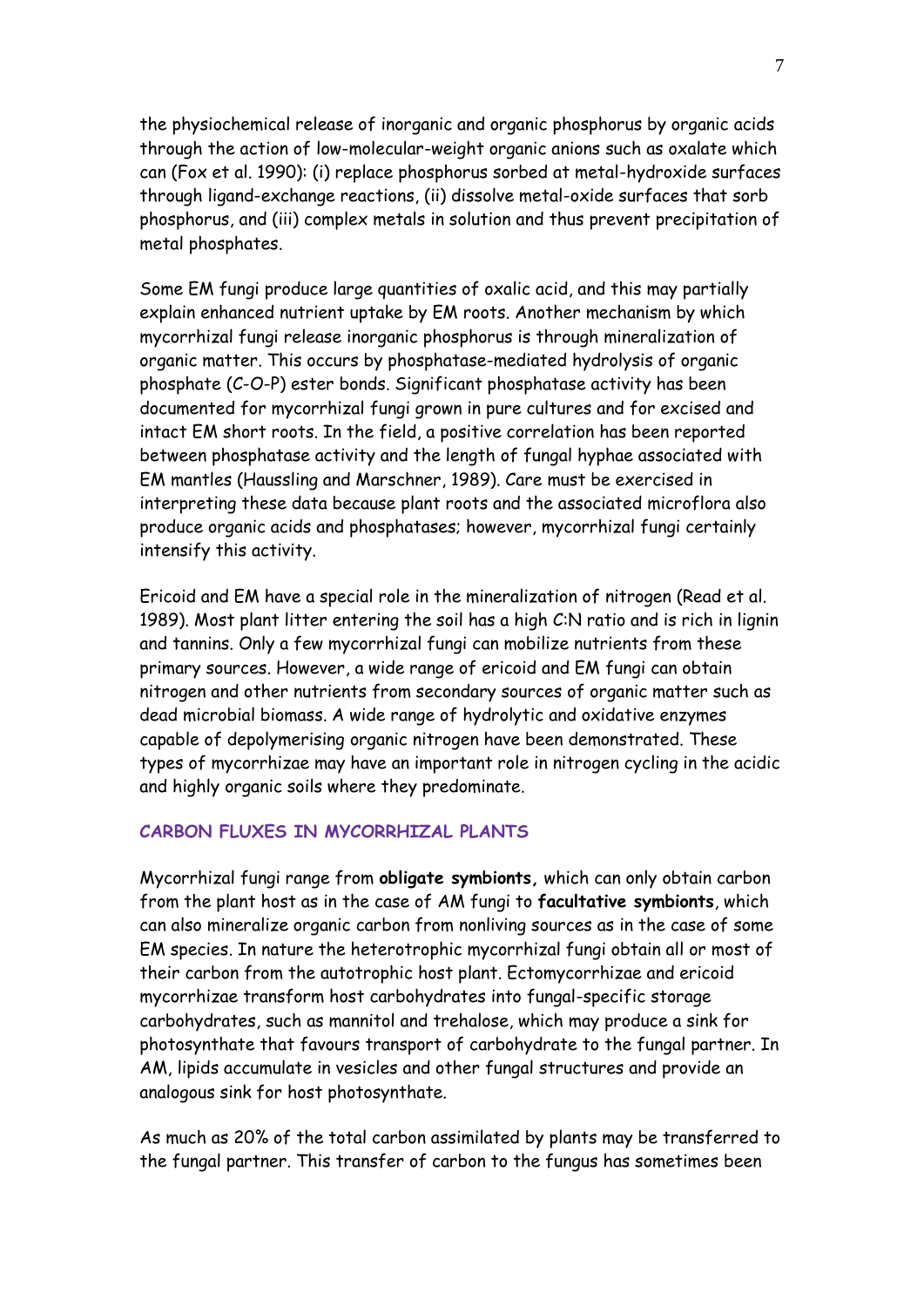the physiochemical release of inorganic and organic phosphorus by organic acids through the action of low-molecular-weight organic anions such as oxalate which can (Fox et al. 1990): (i) replace phosphorus sorbed at metal-hydroxide surfaces through ligand-exchange reactions, (ii) dissolve metal-oxide surfaces that sorb phosphorus, and (iii) complex metals in solution and thus prevent precipitation of metal phosphates.

Some EM fungi produce large quantities of oxalic acid, and this may partially explain enhanced nutrient uptake by EM roots. Another mechanism by which mycorrhizal fungi release inorganic phosphorus is through mineralization of organic matter. This occurs by phosphatase-mediated hydrolysis of organic phosphate (C-O-P) ester bonds. Significant phosphatase activity has been documented for mycorrhizal fungi grown in pure cultures and for excised and intact EM short roots. In the field, a positive correlation has been reported between phosphatase activity and the length of fungal hyphae associated with EM mantles (Haussling and Marschner, 1989). Care must be exercised in interpreting these data because plant roots and the associated microflora also produce organic acids and phosphatases; however, mycorrhizal fungi certainly intensify this activity.

Ericoid and EM have a special role in the mineralization of nitrogen (Read et al. 1989). Most plant litter entering the soil has a high C:N ratio and is rich in lignin and tannins. Only a few mycorrhizal fungi can mobilize nutrients from these primary sources. However, a wide range of ericoid and EM fungi can obtain nitrogen and other nutrients from secondary sources of organic matter such as dead microbial biomass. A wide range of hydrolytic and oxidative enzymes capable of depolymerising organic nitrogen have been demonstrated. These types of mycorrhizae may have an important role in nitrogen cycling in the acidic and highly organic soils where they predominate.

## CARBON FLUXES IN MYCORRHIZAL PLANTS

Mycorrhizal fungi range from **obligate symbionts,** which can only obtain carbon from the plant host as in the case of AM fungi to **facultative symbionts**, which can also mineralize organic carbon from nonliving sources as in the case of some EM species. In nature the heterotrophic mycorrhizal fungi obtain all or most of their carbon from the autotrophic host plant. Ectomycorrhizae and ericoid mycorrhizae transform host carbohydrates into fungal-specific storage carbohydrates, such as mannitol and trehalose, which may produce a sink for photosynthate that favours transport of carbohydrate to the fungal partner. In AM, lipids accumulate in vesicles and other fungal structures and provide an analogous sink for host photosynthate.

As much as 20% of the total carbon assimilated by plants may be transferred to the fungal partner. This transfer of carbon to the fungus has sometimes been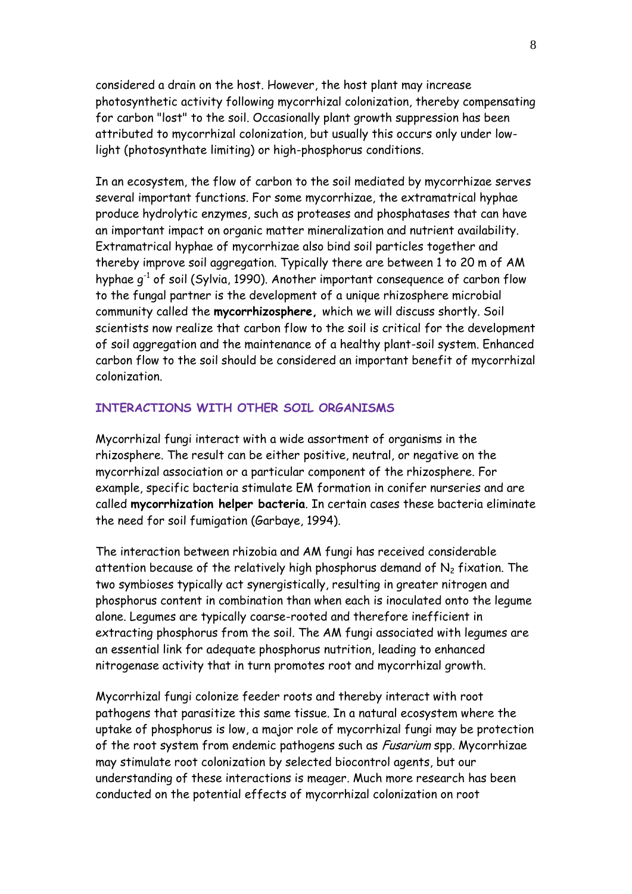considered a drain on the host. However, the host plant may increase photosynthetic activity following mycorrhizal colonization, thereby compensating for carbon "lost" to the soil. Occasionally plant growth suppression has been attributed to mycorrhizal colonization, but usually this occurs only under low-light (photosynthate limiting) or high-phosphorus conditions.

In an ecosystem, the flow of carbon to the soil mediated by mycorrhizae serves several important functions. For some mycorrhizae, the extramatrical hyphae produce hydrolytic enzymes, such as proteases and phosphatases that can have an important impact on organic matter mineralization and nutrient availability. Extramatrical hyphae of mycorrhizae also bind soil particles together and thereby improve soil aggregation. Typically there are between 1 to 20 m of AM hyphae $g^{-1}$ of soil (Sylvia, 1990). Another important consequence of carbon flow to the fungal partner is the development of a unique rhizosphere microbial community called the **mycorrhizosphere,** which we will discuss shortly. Soil scientists now realize that carbon flow to the soil is critical for the development of soil aggregation and the maintenance of a healthy plant-soil system. Enhanced carbon flow to the soil should be considered an important benefit of mycorrhizal colonization.

## INTERACTIONS WITH OTHER SOIL ORGANISMS

Mycorrhizal fungi interact with a wide assortment of organisms in the rhizosphere. The result can be either positive, neutral, or negative on the mycorrhizal association or a particular component of the rhizosphere. For example, specific bacteria stimulate EM formation in conifer nurseries and are called **mycorrhization helper bacteria**. In certain cases these bacteria eliminate the need for soil fumigation (Garbaye, 1994).

The interaction between rhizobia and AM fungi has received considerable attention because of the relatively high phosphorus demand of $N_2$ fixation. The two symbioses typically act synergistically, resulting in greater nitrogen and phosphorus content in combination than when each is inoculated onto the legume alone. Legumes are typically coarse-rooted and therefore inefficient in extracting phosphorus from the soil. The AM fungi associated with legumes are an essential link for adequate phosphorus nutrition, leading to enhanced nitrogenase activity that in turn promotes root and mycorrhizal growth.

Mycorrhizal fungi colonize feeder roots and thereby interact with root pathogens that parasitize this same tissue. In a natural ecosystem where the uptake of phosphorus is low, a major role of mycorrhizal fungi may be protection of the root system from endemic pathogens such as *Fusarium* spp. Mycorrhizae may stimulate root colonization by selected biocontrol agents, but our understanding of these interactions is meager. Much more research has been conducted on the potential effects of mycorrhizal colonization on root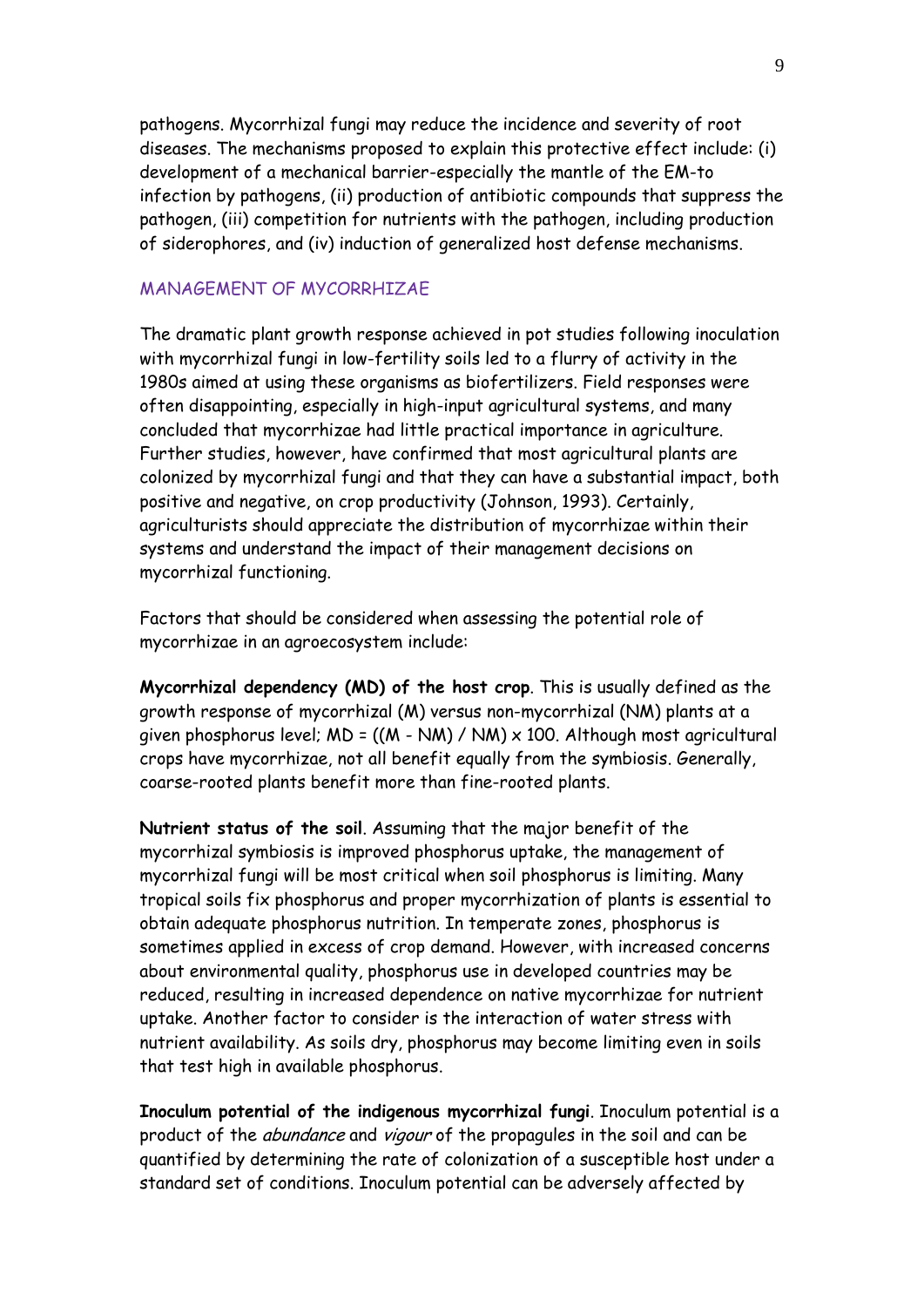pathogens. Mycorrhizal fungi may reduce the incidence and severity of root diseases. The mechanisms proposed to explain this protective effect include: (i) development of a mechanical barrier-especially the mantle of the EM-to infection by pathogens, (ii) production of antibiotic compounds that suppress the pathogen, (iii) competition for nutrients with the pathogen, including production of siderophores, and (iv) induction of generalized host defense mechanisms.

## MANAGEMENT OF MYCORRHIZAE

The dramatic plant growth response achieved in pot studies following inoculation with mycorrhizal fungi in low-fertility soils led to a flurry of activity in the 1980s aimed at using these organisms as biofertilizers. Field responses were often disappointing, especially in high-input agricultural systems, and many concluded that mycorrhizae had little practical importance in agriculture. Further studies, however, have confirmed that most agricultural plants are colonized by mycorrhizal fungi and that they can have a substantial impact, both positive and negative, on crop productivity (Johnson, 1993). Certainly, agriculturists should appreciate the distribution of mycorrhizae within their systems and understand the impact of their management decisions on mycorrhizal functioning.

Factors that should be considered when assessing the potential role of mycorrhizae in an agroecosystem include:

**Mycorrhizal dependency (MD) of the host crop**. This is usually defined as the growth response of mycorrhizal (M) versus non-mycorrhizal (NM) plants at a given phosphorus level; $MD = ((M - NM) / NM) \times 100$. Although most agricultural crops have mycorrhizae, not all benefit equally from the symbiosis. Generally, coarse-rooted plants benefit more than fine-rooted plants.

**Nutrient status of the soil**. Assuming that the major benefit of the mycorrhizal symbiosis is improved phosphorus uptake, the management of mycorrhizal fungi will be most critical when soil phosphorus is limiting. Many tropical soils fix phosphorus and proper mycorrhization of plants is essential to obtain adequate phosphorus nutrition. In temperate zones, phosphorus is sometimes applied in excess of crop demand. However, with increased concerns about environmental quality, phosphorus use in developed countries may be reduced, resulting in increased dependence on native mycorrhizae for nutrient uptake. Another factor to consider is the interaction of water stress with nutrient availability. As soils dry, phosphorus may become limiting even in soils that test high in available phosphorus.

**Inoculum potential of the indigenous mycorrhizal fungi**. Inoculum potential is a product of the *abundance* and *vigour* of the propagules in the soil and can be quantified by determining the rate of colonization of a susceptible host under a standard set of conditions. Inoculum potential can be adversely affected by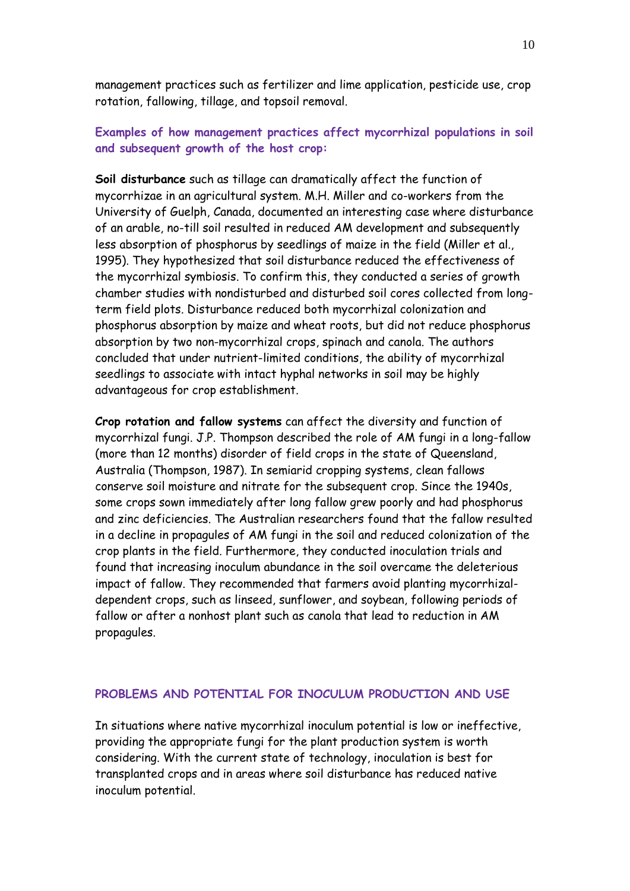management practices such as fertilizer and lime application, pesticide use, crop rotation, fallowing, tillage, and topsoil removal.

### Examples of how management practices affect mycorrhizal populations in soil and subsequent growth of the host crop:

**Soil disturbance** such as tillage can dramatically affect the function of mycorrhizae in an agricultural system. M.H. Miller and co-workers from the University of Guelph, Canada, documented an interesting case where disturbance of an arable, no-till soil resulted in reduced AM development and subsequently less absorption of phosphorus by seedlings of maize in the field (Miller et al., 1995). They hypothesized that soil disturbance reduced the effectiveness of the mycorrhizal symbiosis. To confirm this, they conducted a series of growth chamber studies with nondisturbed and disturbed soil cores collected from long-term field plots. Disturbance reduced both mycorrhizal colonization and phosphorus absorption by maize and wheat roots, but did not reduce phosphorus absorption by two non-mycorrhizal crops, spinach and canola. The authors concluded that under nutrient-limited conditions, the ability of mycorrhizal seedlings to associate with intact hyphal networks in soil may be highly advantageous for crop establishment.

**Crop rotation and fallow systems** can affect the diversity and function of mycorrhizal fungi. J.P. Thompson described the role of AM fungi in a long-fallow (more than 12 months) disorder of field crops in the state of Queensland, Australia (Thompson, 1987). In semiarid cropping systems, clean fallows conserve soil moisture and nitrate for the subsequent crop. Since the 1940s, some crops sown immediately after long fallow grew poorly and had phosphorus and zinc deficiencies. The Australian researchers found that the fallow resulted in a decline in propagules of AM fungi in the soil and reduced colonization of the crop plants in the field. Furthermore, they conducted inoculation trials and found that increasing inoculum abundance in the soil overcame the deleterious impact of fallow. They recommended that farmers avoid planting mycorrhizal-dependent crops, such as linseed, sunflower, and soybean, following periods of fallow or after a nonhost plant such as canola that lead to reduction in AM propagules.

## PROBLEMS AND POTENTIAL FOR INOCULUM PRODUCTION AND USE

In situations where native mycorrhizal inoculum potential is low or ineffective, providing the appropriate fungi for the plant production system is worth considering. With the current state of technology, inoculation is best for transplanted crops and in areas where soil disturbance has reduced native inoculum potential.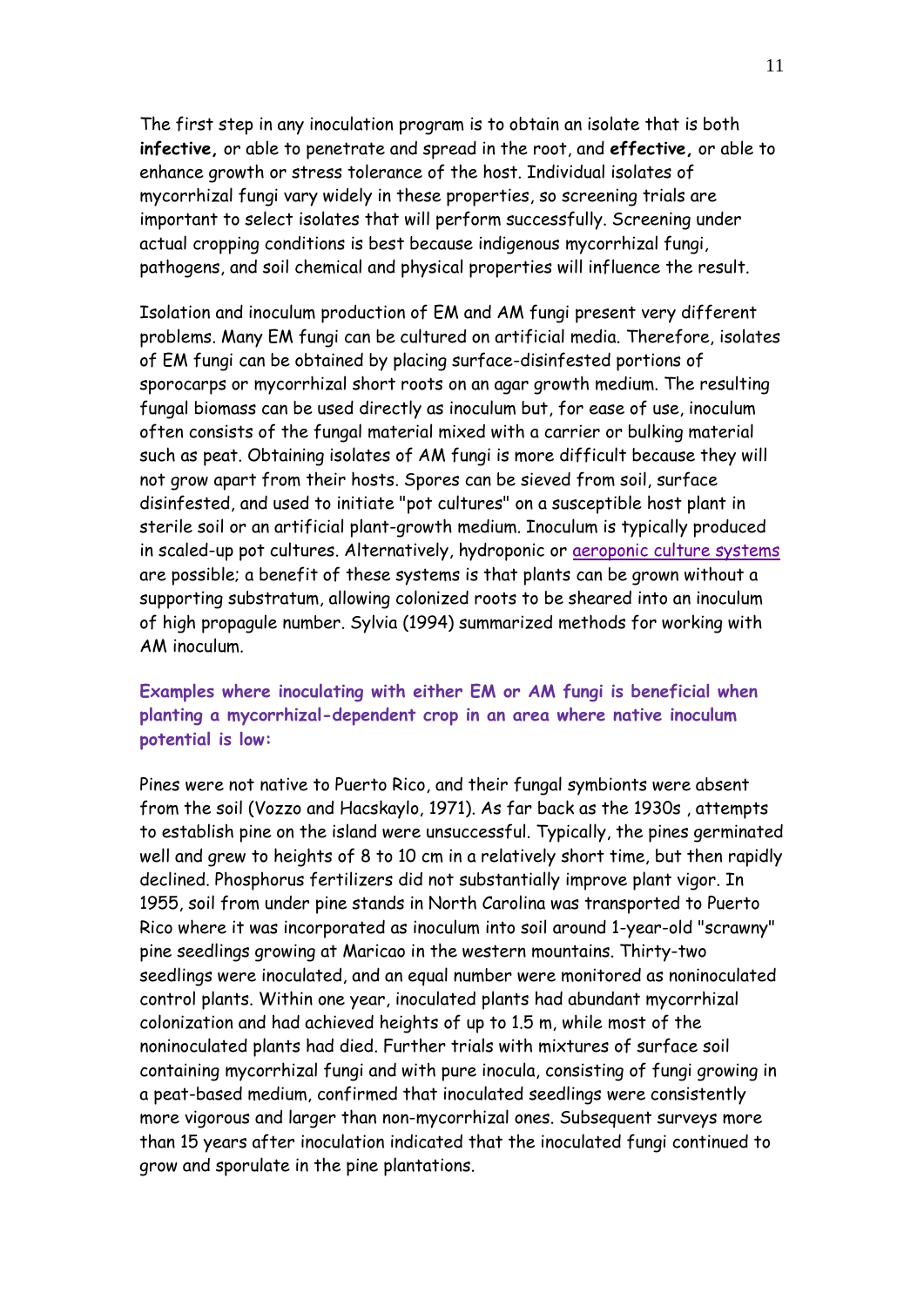The first step in any inoculation program is to obtain an isolate that is both **infective,** or able to penetrate and spread in the root, and **effective,** or able to enhance growth or stress tolerance of the host. Individual isolates of mycorrhizal fungi vary widely in these properties, so screening trials are important to select isolates that will perform successfully. Screening under actual cropping conditions is best because indigenous mycorrhizal fungi, pathogens, and soil chemical and physical properties will influence the result.

Isolation and inoculum production of EM and AM fungi present very different problems. Many EM fungi can be cultured on artificial media. Therefore, isolates of EM fungi can be obtained by placing surface-disinfested portions of sporocarps or mycorrhizal short roots on an agar growth medium. The resulting fungal biomass can be used directly as inoculum but, for ease of use, inoculum often consists of the fungal material mixed with a carrier or bulking material such as peat. Obtaining isolates of AM fungi is more difficult because they will not grow apart from their hosts. Spores can be sieved from soil, surface disinfested, and used to initiate "pot cultures" on a susceptible host plant in sterile soil or an artificial plant-growth medium. Inoculum is typically produced in scaled-up pot cultures. Alternatively, hydroponic or aeroponic culture systems are possible; a benefit of these systems is that plants can be grown without a supporting substratum, allowing colonized roots to be sheared into an inoculum of high propagule number. Sylvia (1994) summarized methods for working with AM inoculum.

### Examples where inoculating with either EM or AM fungi is beneficial when planting a mycorrhizal-dependent crop in an area where native inoculum potential is low:

Pines were not native to Puerto Rico, and their fungal symbionts were absent from the soil (Vozzo and Hacskaylo, 1971). As far back as the 1930s , attempts to establish pine on the island were unsuccessful. Typically, the pines germinated well and grew to heights of 8 to 10 cm in a relatively short time, but then rapidly declined. Phosphorus fertilizers did not substantially improve plant vigor. In 1955, soil from under pine stands in North Carolina was transported to Puerto Rico where it was incorporated as inoculum into soil around 1-year-old "scrawny" pine seedlings growing at Maricao in the western mountains. Thirty-two seedlings were inoculated, and an equal number were monitored as noninoculated control plants. Within one year, inoculated plants had abundant mycorrhizal colonization and had achieved heights of up to 1.5 m, while most of the noninoculated plants had died. Further trials with mixtures of surface soil containing mycorrhizal fungi and with pure inocula, consisting of fungi growing in a peat-based medium, confirmed that inoculated seedlings were consistently more vigorous and larger than non-mycorrhizal ones. Subsequent surveys more than 15 years after inoculation indicated that the inoculated fungi continued to grow and sporulate in the pine plantations.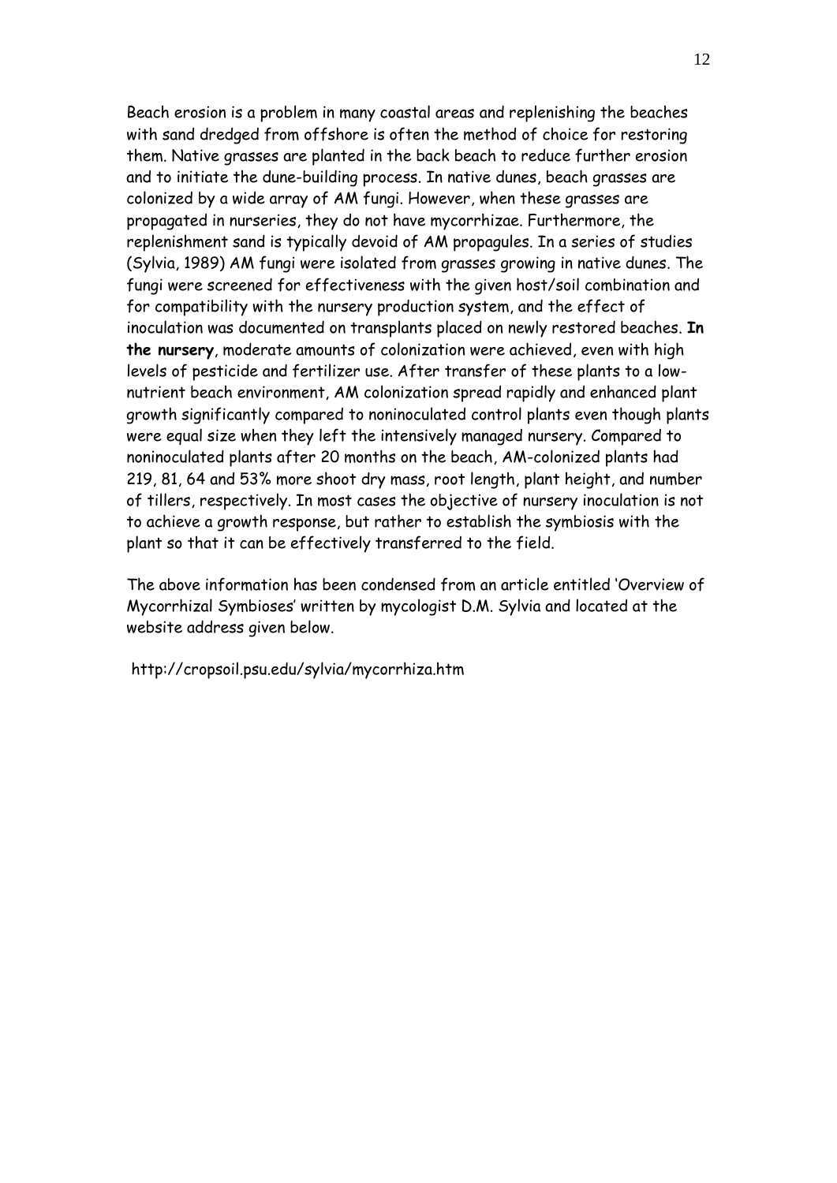Beach erosion is a problem in many coastal areas and replenishing the beaches with sand dredged from offshore is often the method of choice for restoring them. Native grasses are planted in the back beach to reduce further erosion and to initiate the dune-building process. In native dunes, beach grasses are colonized by a wide array of AM fungi. However, when these grasses are propagated in nurseries, they do not have mycorrhizae. Furthermore, the replenishment sand is typically devoid of AM propagules. In a series of studies (Sylvia, 1989) AM fungi were isolated from grasses growing in native dunes. The fungi were screened for effectiveness with the given host/soil combination and for compatibility with the nursery production system, and the effect of inoculation was documented on transplants placed on newly restored beaches. **In the nursery**, moderate amounts of colonization were achieved, even with high levels of pesticide and fertilizer use. After transfer of these plants to a low-nutrient beach environment, AM colonization spread rapidly and enhanced plant growth significantly compared to noninoculated control plants even though plants were equal size when they left the intensively managed nursery. Compared to noninoculated plants after 20 months on the beach, AM-colonized plants had 219, 81, 64 and 53% more shoot dry mass, root length, plant height, and number of tillers, respectively. In most cases the objective of nursery inoculation is not to achieve a growth response, but rather to establish the symbiosis with the plant so that it can be effectively transferred to the field.

The above information has been condensed from an article entitled 'Overview of Mycorrhizal Symbioses' written by mycologist D.M. Sylvia and located at the website address given below.

http://cropsoil.psu.edu/sylvia/mycorrhiza.htm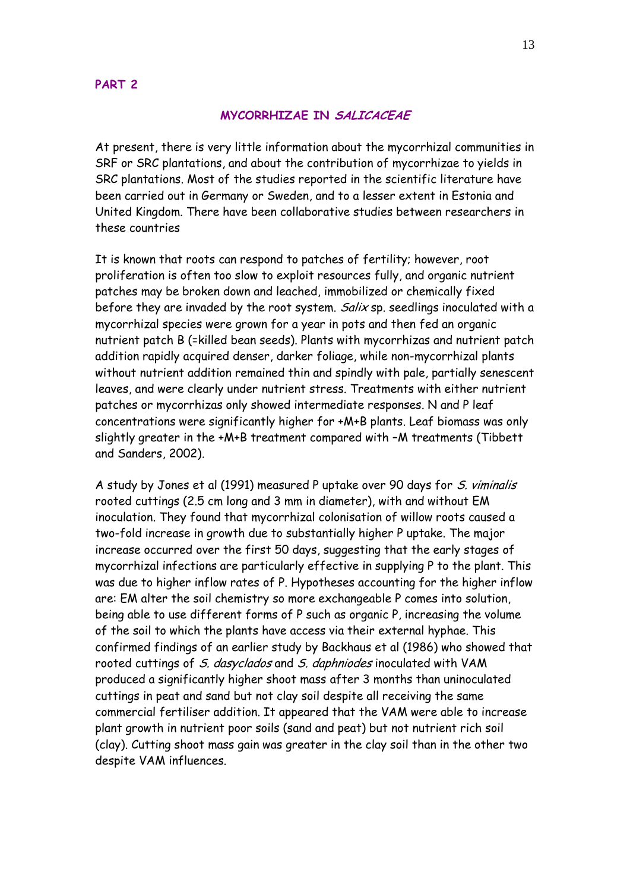**PART 2**

## MYCORRHIZAE IN *SALICACEAE*

At present, there is very little information about the mycorrhizal communities in SRF or SRC plantations, and about the contribution of mycorrhizae to yields in SRC plantations. Most of the studies reported in the scientific literature have been carried out in Germany or Sweden, and to a lesser extent in Estonia and United Kingdom. There have been collaborative studies between researchers in these countries

It is known that roots can respond to patches of fertility; however, root proliferation is often too slow to exploit resources fully, and organic nutrient patches may be broken down and leached, immobilized or chemically fixed before they are invaded by the root system. *Salix* sp. seedlings inoculated with a mycorrhizal species were grown for a year in pots and then fed an organic nutrient patch B (=killed bean seeds). Plants with mycorrhizas and nutrient patch addition rapidly acquired denser, darker foliage, while non-mycorrhizal plants without nutrient addition remained thin and spindly with pale, partially senescent leaves, and were clearly under nutrient stress. Treatments with either nutrient patches or mycorrhizas only showed intermediate responses. N and P leaf concentrations were significantly higher for +M+B plants. Leaf biomass was only slightly greater in the +M+B treatment compared with –M treatments (Tibbett and Sanders, 2002).

A study by Jones et al (1991) measured P uptake over 90 days for *S. viminalis* rooted cuttings (2.5 cm long and 3 mm in diameter), with and without EM inoculation. They found that mycorrhizal colonisation of willow roots caused a two-fold increase in growth due to substantially higher P uptake. The major increase occurred over the first 50 days, suggesting that the early stages of mycorrhizal infections are particularly effective in supplying P to the plant. This was due to higher inflow rates of P. Hypotheses accounting for the higher inflow are: EM alter the soil chemistry so more exchangeable P comes into solution, being able to use different forms of P such as organic P, increasing the volume of the soil to which the plants have access via their external hyphae. This confirmed findings of an earlier study by Backhaus et al (1986) who showed that rooted cuttings of *S. dasyclados* and *S. daphniodes* inoculated with VAM produced a significantly higher shoot mass after 3 months than uninoculated cuttings in peat and sand but not clay soil despite all receiving the same commercial fertiliser addition. It appeared that the VAM were able to increase plant growth in nutrient poor soils (sand and peat) but not nutrient rich soil (clay). Cutting shoot mass gain was greater in the clay soil than in the other two despite VAM influences.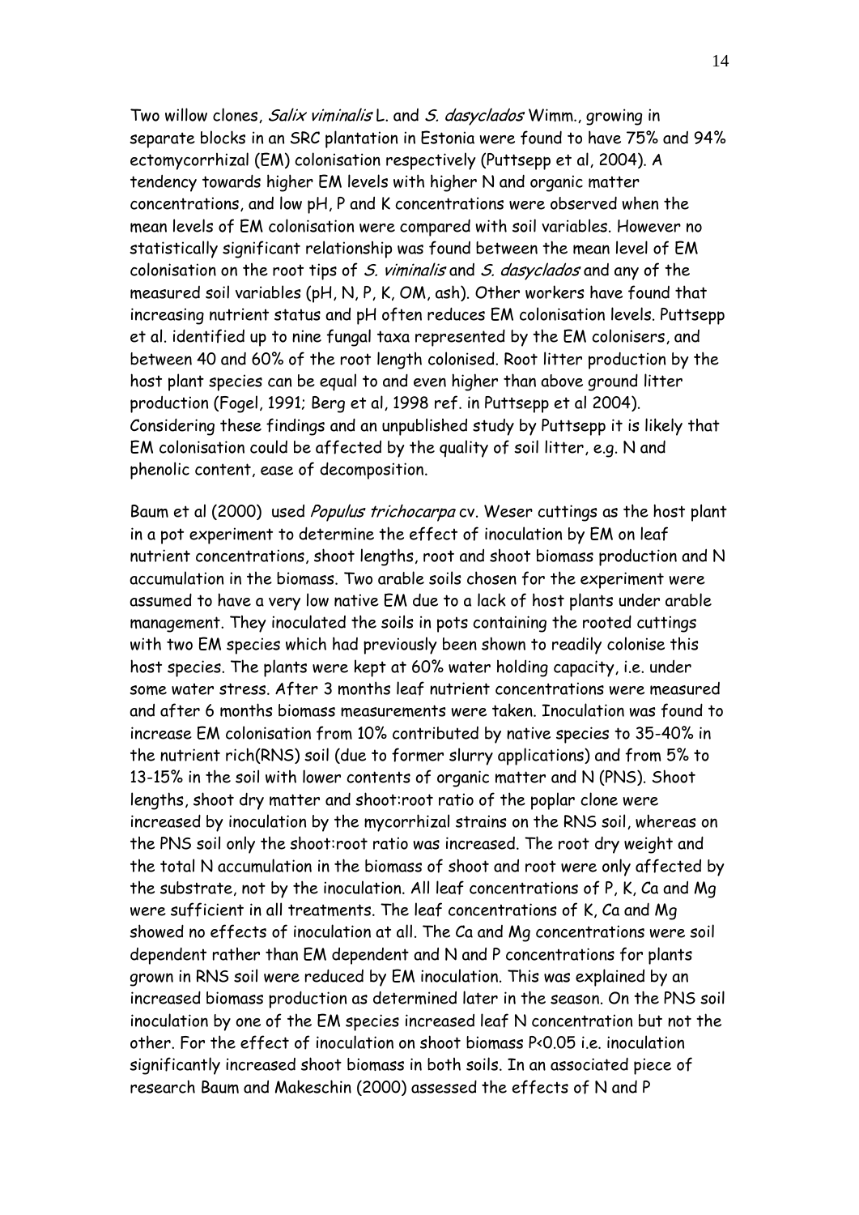Two willow clones, *Salix viminalis* L. and *S. dasyclados* Wimm., growing in separate blocks in an SRC plantation in Estonia were found to have 75% and 94% ectomycorrhizal (EM) colonisation respectively (Puttsepp et al, 2004). A tendency towards higher EM levels with higher N and organic matter concentrations, and low pH, P and K concentrations were observed when the mean levels of EM colonisation were compared with soil variables. However no statistically significant relationship was found between the mean level of EM colonisation on the root tips of *S. viminalis* and *S. dasyclados* and any of the measured soil variables (pH, N, P, K, OM, ash). Other workers have found that increasing nutrient status and pH often reduces EM colonisation levels. Puttsepp et al. identified up to nine fungal taxa represented by the EM colonisers, and between 40 and 60% of the root length colonised. Root litter production by the host plant species can be equal to and even higher than above ground litter production (Fogel, 1991; Berg et al, 1998 ref. in Puttsepp et al 2004). Considering these findings and an unpublished study by Puttsepp it is likely that EM colonisation could be affected by the quality of soil litter, e.g. N and phenolic content, ease of decomposition.

Baum et al (2000) used *Populus trichocarpa* cv. Weser cuttings as the host plant in a pot experiment to determine the effect of inoculation by EM on leaf nutrient concentrations, shoot lengths, root and shoot biomass production and N accumulation in the biomass. Two arable soils chosen for the experiment were assumed to have a very low native EM due to a lack of host plants under arable management. They inoculated the soils in pots containing the rooted cuttings with two EM species which had previously been shown to readily colonise this host species. The plants were kept at 60% water holding capacity, i.e. under some water stress. After 3 months leaf nutrient concentrations were measured and after 6 months biomass measurements were taken. Inoculation was found to increase EM colonisation from 10% contributed by native species to 35-40% in the nutrient rich(RNS) soil (due to former slurry applications) and from 5% to 13-15% in the soil with lower contents of organic matter and N (PNS). Shoot lengths, shoot dry matter and shoot:root ratio of the poplar clone were increased by inoculation by the mycorrhizal strains on the RNS soil, whereas on the PNS soil only the shoot:root ratio was increased. The root dry weight and the total N accumulation in the biomass of shoot and root were only affected by the substrate, not by the inoculation. All leaf concentrations of P, K, Ca and Mg were sufficient in all treatments. The leaf concentrations of K, Ca and Mg showed no effects of inoculation at all. The Ca and Mg concentrations were soil dependent rather than EM dependent and N and P concentrations for plants grown in RNS soil were reduced by EM inoculation. This was explained by an increased biomass production as determined later in the season. On the PNS soil inoculation by one of the EM species increased leaf N concentration but not the other. For the effect of inoculation on shoot biomass $P<0.05$ i.e. inoculation significantly increased shoot biomass in both soils. In an associated piece of research Baum and Makeschin (2000) assessed the effects of N and P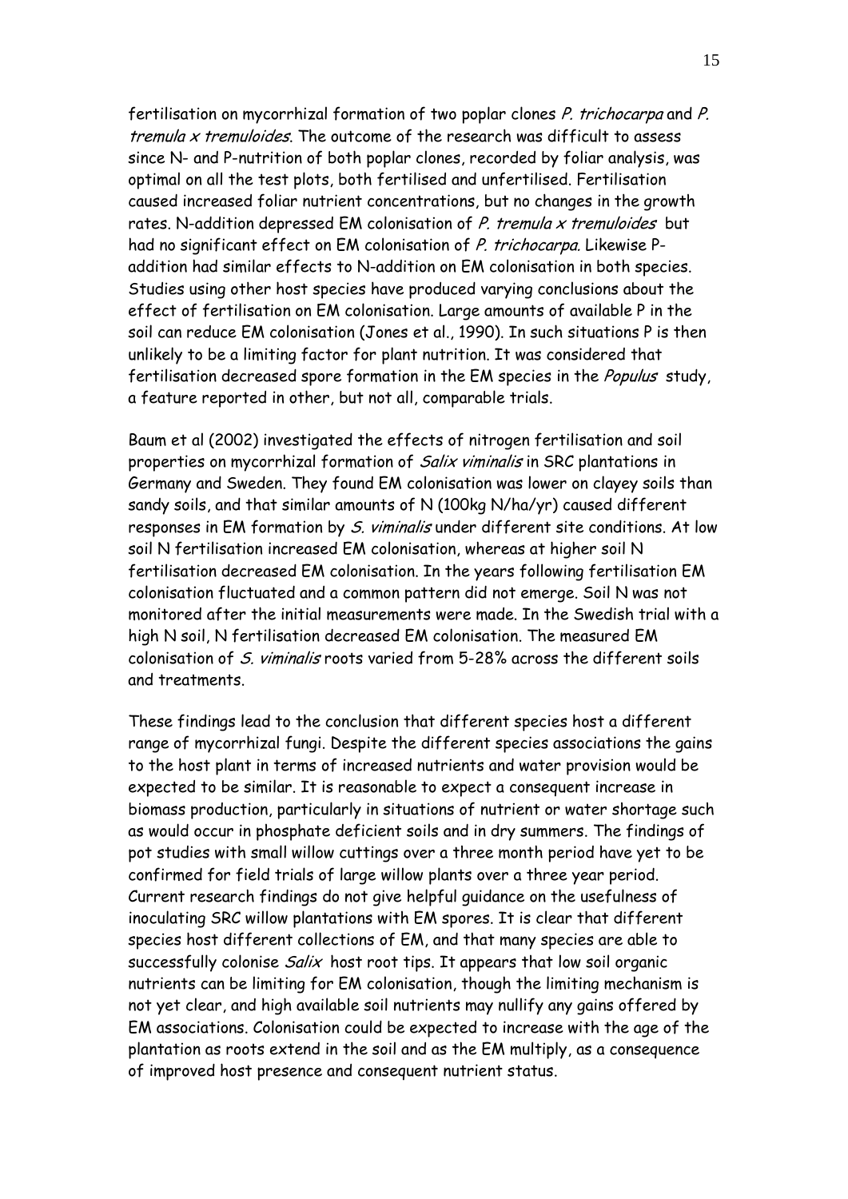fertilisation on mycorrhizal formation of two poplar clones *P. trichocarpa* and *P. tremula x tremuloides*. The outcome of the research was difficult to assess since N- and P-nutrition of both poplar clones, recorded by foliar analysis, was optimal on all the test plots, both fertilised and unfertilised. Fertilisation caused increased foliar nutrient concentrations, but no changes in the growth rates. N-addition depressed EM colonisation of *P. tremula x tremuloides* but had no significant effect on EM colonisation of *P. trichocarpa*. Likewise P-addition had similar effects to N-addition on EM colonisation in both species. Studies using other host species have produced varying conclusions about the effect of fertilisation on EM colonisation. Large amounts of available P in the soil can reduce EM colonisation (Jones et al., 1990). In such situations P is then unlikely to be a limiting factor for plant nutrition. It was considered that fertilisation decreased spore formation in the EM species in the *Populus* study, a feature reported in other, but not all, comparable trials.

Baum et al (2002) investigated the effects of nitrogen fertilisation and soil properties on mycorrhizal formation of *Salix viminalis* in SRC plantations in Germany and Sweden. They found EM colonisation was lower on clayey soils than sandy soils, and that similar amounts of N (100kg N/ha/yr) caused different responses in EM formation by *S. viminalis* under different site conditions. At low soil N fertilisation increased EM colonisation, whereas at higher soil N fertilisation decreased EM colonisation. In the years following fertilisation EM colonisation fluctuated and a common pattern did not emerge. Soil N was not monitored after the initial measurements were made. In the Swedish trial with a high N soil, N fertilisation decreased EM colonisation. The measured EM colonisation of *S. viminalis* roots varied from 5-28% across the different soils and treatments.

These findings lead to the conclusion that different species host a different range of mycorrhizal fungi. Despite the different species associations the gains to the host plant in terms of increased nutrients and water provision would be expected to be similar. It is reasonable to expect a consequent increase in biomass production, particularly in situations of nutrient or water shortage such as would occur in phosphate deficient soils and in dry summers. The findings of pot studies with small willow cuttings over a three month period have yet to be confirmed for field trials of large willow plants over a three year period. Current research findings do not give helpful guidance on the usefulness of inoculating SRC willow plantations with EM spores. It is clear that different species host different collections of EM, and that many species are able to successfully colonise *Salix* host root tips. It appears that low soil organic nutrients can be limiting for EM colonisation, though the limiting mechanism is not yet clear, and high available soil nutrients may nullify any gains offered by EM associations. Colonisation could be expected to increase with the age of the plantation as roots extend in the soil and as the EM multiply, as a consequence of improved host presence and consequent nutrient status.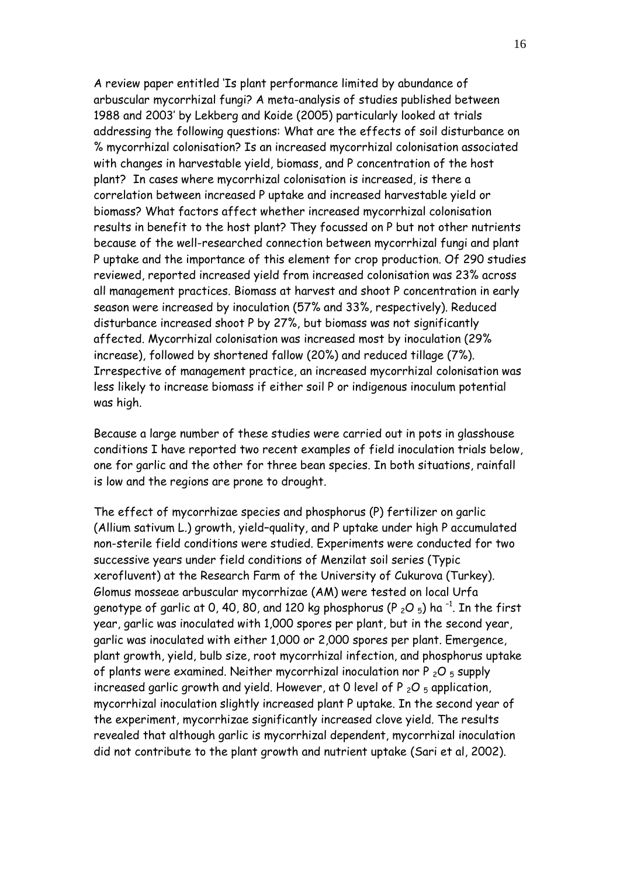A review paper entitled 'Is plant performance limited by abundance of arbuscular mycorrhizal fungi? A meta-analysis of studies published between 1988 and 2003' by Lekberg and Koide (2005) particularly looked at trials addressing the following questions: What are the effects of soil disturbance on % mycorrhizal colonisation? Is an increased mycorrhizal colonisation associated with changes in harvestable yield, biomass, and P concentration of the host plant? In cases where mycorrhizal colonisation is increased, is there a correlation between increased P uptake and increased harvestable yield or biomass? What factors affect whether increased mycorrhizal colonisation results in benefit to the host plant? They focussed on P but not other nutrients because of the well-researched connection between mycorrhizal fungi and plant P uptake and the importance of this element for crop production. Of 290 studies reviewed, reported increased yield from increased colonisation was 23% across all management practices. Biomass at harvest and shoot P concentration in early season were increased by inoculation (57% and 33%, respectively). Reduced disturbance increased shoot P by 27%, but biomass was not significantly affected. Mycorrhizal colonisation was increased most by inoculation (29% increase), followed by shortened fallow (20%) and reduced tillage (7%). Irrespective of management practice, an increased mycorrhizal colonisation was less likely to increase biomass if either soil P or indigenous inoculum potential was high.

Because a large number of these studies were carried out in pots in glasshouse conditions I have reported two recent examples of field inoculation trials below, one for garlic and the other for three bean species. In both situations, rainfall is low and the regions are prone to drought.

The effect of mycorrhizae species and phosphorus (P) fertilizer on garlic (Allium sativum L.) growth, yield–quality, and P uptake under high P accumulated non-sterile field conditions were studied. Experiments were conducted for two successive years under field conditions of Menzilat soil series (Typic xerofluvent) at the Research Farm of the University of Cukurova (Turkey). Glomus mosseae arbuscular mycorrhizae (AM) were tested on local Urfa genotype of garlic at 0, 40, 80, and 120 kg phosphorus ($P_2O_5$) $ha^{-1}$. In the first year, garlic was inoculated with 1,000 spores per plant, but in the second year, garlic was inoculated with either 1,000 or 2,000 spores per plant. Emergence, plant growth, yield, bulb size, root mycorrhizal infection, and phosphorus uptake of plants were examined. Neither mycorrhizal inoculation nor $P_2O_5$ supply increased garlic growth and yield. However, at 0 level of $P_2O_5$ application, mycorrhizal inoculation slightly increased plant P uptake. In the second year of the experiment, mycorrhizae significantly increased clove yield. The results revealed that although garlic is mycorrhizal dependent, mycorrhizal inoculation did not contribute to the plant growth and nutrient uptake (Sari et al, 2002).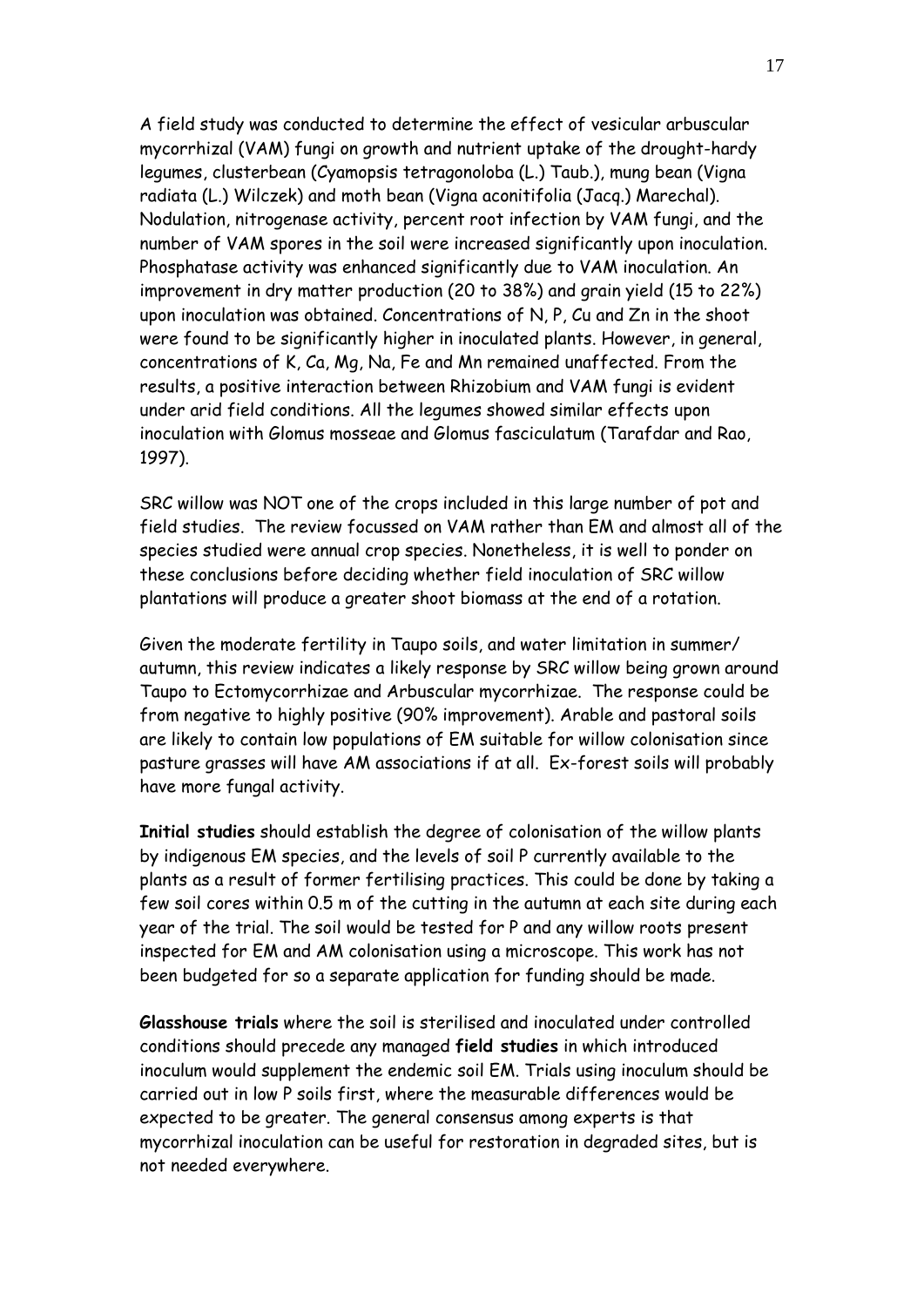A field study was conducted to determine the effect of vesicular arbuscular mycorrhizal (VAM) fungi on growth and nutrient uptake of the drought-hardy legumes, clusterbean (Cyamopsis tetragonoloba (L.) Taub.), mung bean (Vigna radiata (L.) Wilczek) and moth bean (Vigna aconitifolia (Jacq.) Marechal). Nodulation, nitrogenase activity, percent root infection by VAM fungi, and the number of VAM spores in the soil were increased significantly upon inoculation. Phosphatase activity was enhanced significantly due to VAM inoculation. An improvement in dry matter production (20 to 38%) and grain yield (15 to 22%) upon inoculation was obtained. Concentrations of N, P, Cu and Zn in the shoot were found to be significantly higher in inoculated plants. However, in general, concentrations of K, Ca, Mg, Na, Fe and Mn remained unaffected. From the results, a positive interaction between Rhizobium and VAM fungi is evident under arid field conditions. All the legumes showed similar effects upon inoculation with Glomus mosseae and Glomus fasciculatum (Tarafdar and Rao, 1997).

SRC willow was NOT one of the crops included in this large number of pot and field studies. The review focussed on VAM rather than EM and almost all of the species studied were annual crop species. Nonetheless, it is well to ponder on these conclusions before deciding whether field inoculation of SRC willow plantations will produce a greater shoot biomass at the end of a rotation.

Given the moderate fertility in Taupo soils, and water limitation in summer/ autumn, this review indicates a likely response by SRC willow being grown around Taupo to Ectomycorrhizae and Arbuscular mycorrhizae. The response could be from negative to highly positive (90% improvement). Arable and pastoral soils are likely to contain low populations of EM suitable for willow colonisation since pasture grasses will have AM associations if at all. Ex-forest soils will probably have more fungal activity.

**Initial studies** should establish the degree of colonisation of the willow plants by indigenous EM species, and the levels of soil P currently available to the plants as a result of former fertilising practices. This could be done by taking a few soil cores within 0.5 m of the cutting in the autumn at each site during each year of the trial. The soil would be tested for P and any willow roots present inspected for EM and AM colonisation using a microscope. This work has not been budgeted for so a separate application for funding should be made.

**Glasshouse trials** where the soil is sterilised and inoculated under controlled conditions should precede any managed **field studies** in which introduced inoculum would supplement the endemic soil EM. Trials using inoculum should be carried out in low P soils first, where the measurable differences would be expected to be greater. The general consensus among experts is that mycorrhizal inoculation can be useful for restoration in degraded sites, but is not needed everywhere.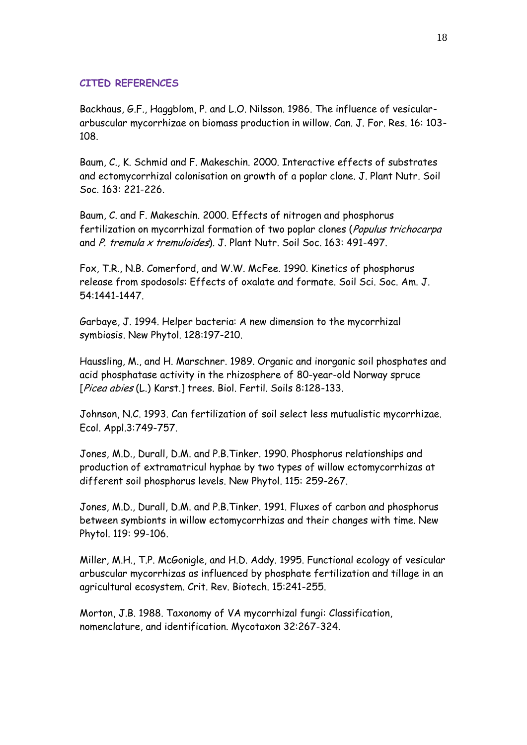## CITED REFERENCES

Backhaus, G.F., Haggblom, P. and L.O. Nilsson. 1986. The influence of vesicular-arbuscular mycorrhizae on biomass production in willow. Can. J. For. Res. 16: 103-108.

Baum, C., K. Schmid and F. Makeschin. 2000. Interactive effects of substrates and ectomycorrhizal colonisation on growth of a poplar clone. J. Plant Nutr. Soil Soc. 163: 221-226.

Baum, C. and F. Makeschin. 2000. Effects of nitrogen and phosphorus fertilization on mycorrhizal formation of two poplar clones (*Populus trichocarpa* and *P. tremula x tremuloides*). J. Plant Nutr. Soil Soc. 163: 491-497.

Fox, T.R., N.B. Comerford, and W.W. McFee. 1990. Kinetics of phosphorus release from spodosols: Effects of oxalate and formate. Soil Sci. Soc. Am. J. 54:1441-1447.

Garbaye, J. 1994. Helper bacteria: A new dimension to the mycorrhizal symbiosis. New Phytol. 128:197-210.

Haussling, M., and H. Marschner. 1989. Organic and inorganic soil phosphates and acid phosphatase activity in the rhizosphere of 80-year-old Norway spruce [*Picea abies* (L.) Karst.] trees. Biol. Fertil. Soils 8:128-133.

Johnson, N.C. 1993. Can fertilization of soil select less mutualistic mycorrhizae. Ecol. Appl.3:749-757.

Jones, M.D., Durall, D.M. and P.B.Tinker. 1990. Phosphorus relationships and production of extramatricul hyphae by two types of willow ectomycorrhizas at different soil phosphorus levels. New Phytol. 115: 259-267.

Jones, M.D., Durall, D.M. and P.B.Tinker. 1991. Fluxes of carbon and phosphorus between symbionts in willow ectomycorrhizas and their changes with time. New Phytol. 119: 99-106.

Miller, M.H., T.P. McGonigle, and H.D. Addy. 1995. Functional ecology of vesicular arbuscular mycorrhizas as influenced by phosphate fertilization and tillage in an agricultural ecosystem. Crit. Rev. Biotech. 15:241-255.

Morton, J.B. 1988. Taxonomy of VA mycorrhizal fungi: Classification, nomenclature, and identification. Mycotaxon 32:267-324.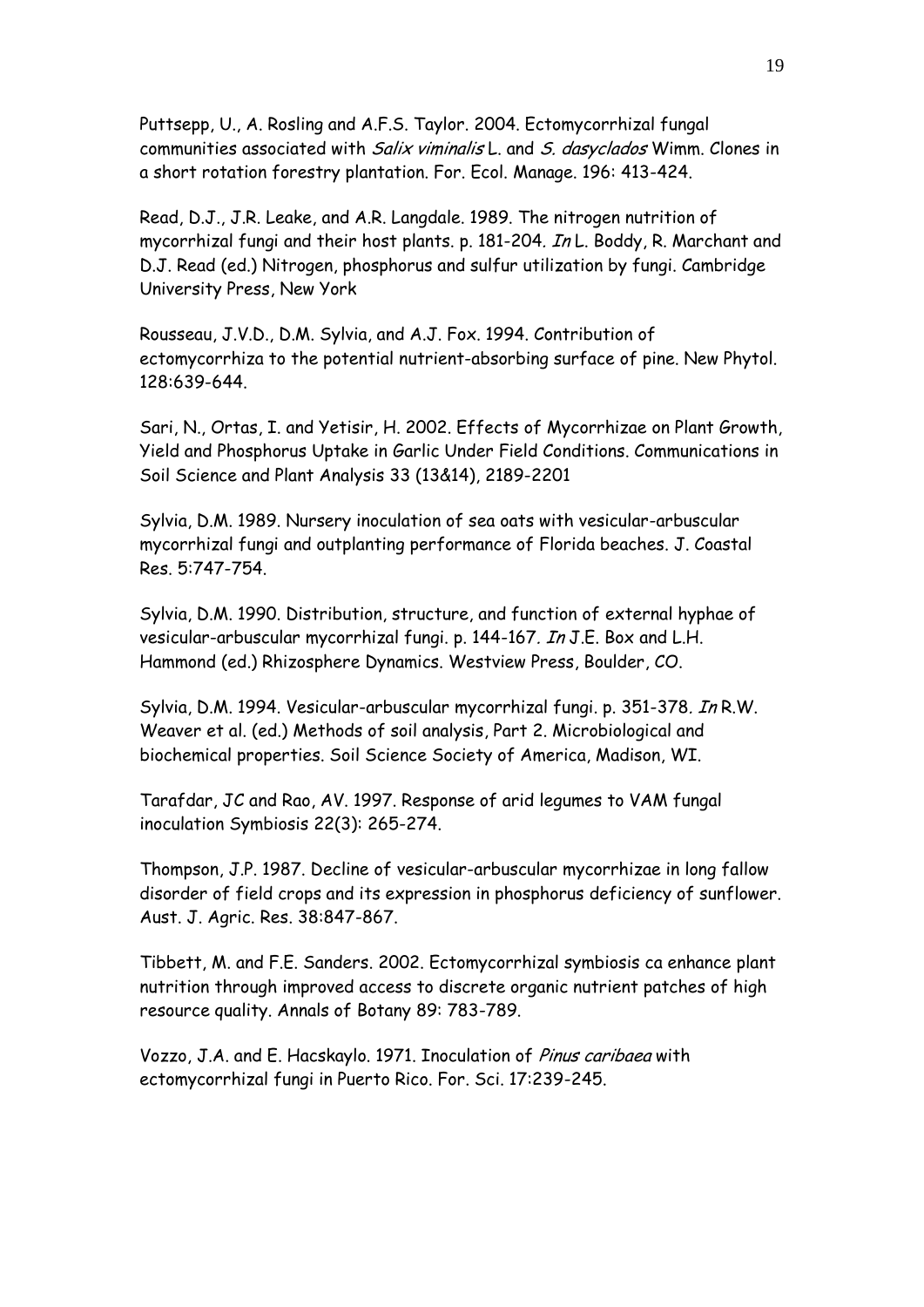Puttsepp, U., A. Rosling and A.F.S. Taylor. 2004. Ectomycorrhizal fungal communities associated with *Salix viminalis* L. and *S. dasyclados* Wimm. Clones in a short rotation forestry plantation. For. Ecol. Manage. 196: 413-424.

Read, D.J., J.R. Leake, and A.R. Langdale. 1989. The nitrogen nutrition of mycorrhizal fungi and their host plants. p. 181-204. *In* L. Boddy, R. Marchant and D.J. Read (ed.) Nitrogen, phosphorus and sulfur utilization by fungi. Cambridge University Press, New York

Rousseau, J.V.D., D.M. Sylvia, and A.J. Fox. 1994. Contribution of ectomycorrhiza to the potential nutrient-absorbing surface of pine. New Phytol. 128:639-644.

Sari, N., Ortas, I. and Yetisir, H. 2002. Effects of Mycorrhizae on Plant Growth, Yield and Phosphorus Uptake in Garlic Under Field Conditions. Communications in Soil Science and Plant Analysis 33 (13&14), 2189-2201

Sylvia, D.M. 1989. Nursery inoculation of sea oats with vesicular-arbuscular mycorrhizal fungi and outplanting performance of Florida beaches. J. Coastal Res. 5:747-754.

Sylvia, D.M. 1990. Distribution, structure, and function of external hyphae of vesicular-arbuscular mycorrhizal fungi. p. 144-167. *In* J.E. Box and L.H. Hammond (ed.) Rhizosphere Dynamics. Westview Press, Boulder, CO.

Sylvia, D.M. 1994. Vesicular-arbuscular mycorrhizal fungi. p. 351-378. *In* R.W. Weaver et al. (ed.) Methods of soil analysis, Part 2. Microbiological and biochemical properties. Soil Science Society of America, Madison, WI.

Tarafdar, JC and Rao, AV. 1997. Response of arid legumes to VAM fungal inoculation Symbiosis 22(3): 265-274.

Thompson, J.P. 1987. Decline of vesicular-arbuscular mycorrhizae in long fallow disorder of field crops and its expression in phosphorus deficiency of sunflower. Aust. J. Agric. Res. 38:847-867.

Tibbett, M. and F.E. Sanders. 2002. Ectomycorrhizal symbiosis ca enhance plant nutrition through improved access to discrete organic nutrient patches of high resource quality. Annals of Botany 89: 783-789.

Vozzo, J.A. and E. Hacskaylo. 1971. Inoculation of *Pinus caribaea* with ectomycorrhizal fungi in Puerto Rico. For. Sci. 17:239-245.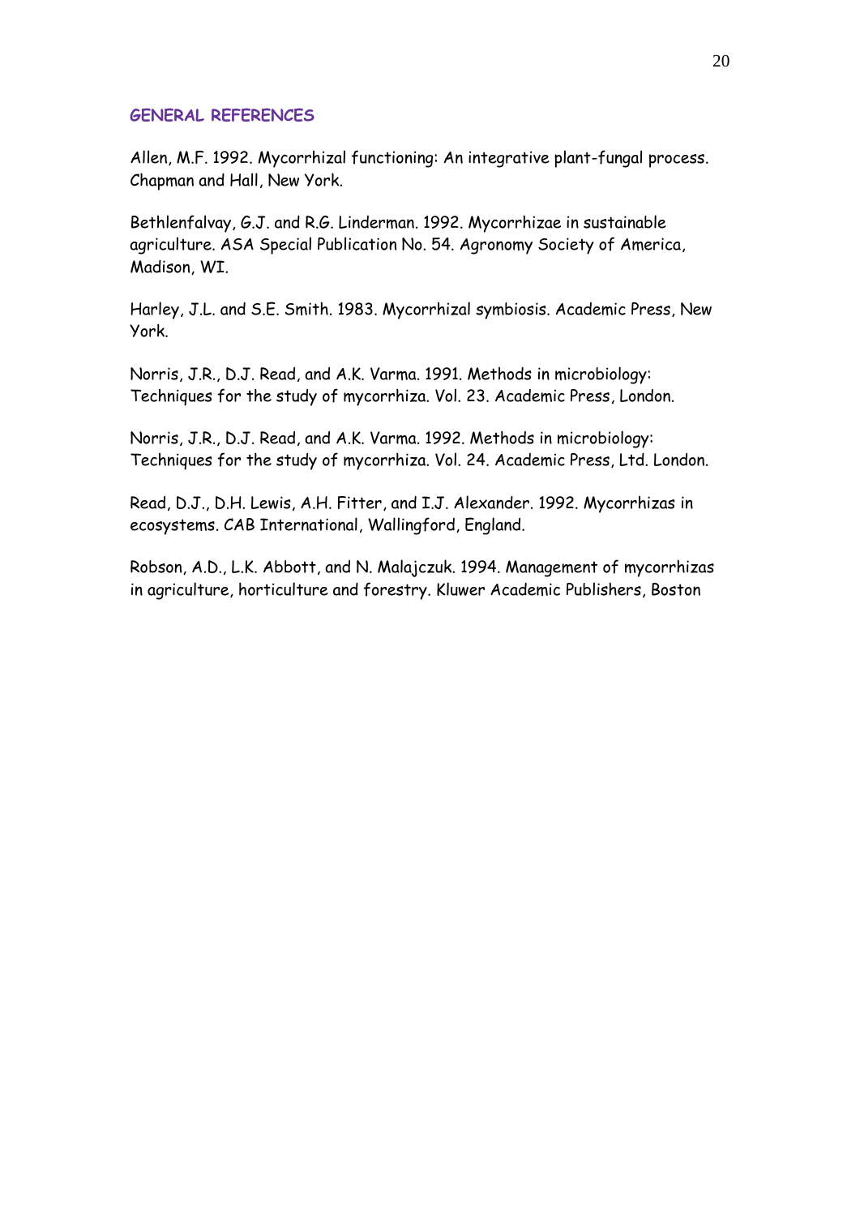## GENERAL REFERENCES

Allen, M.F. 1992. Mycorrhizal functioning: An integrative plant-fungal process. Chapman and Hall, New York.

Bethlenfalvay, G.J. and R.G. Linderman. 1992. Mycorrhizae in sustainable agriculture. ASA Special Publication No. 54. Agronomy Society of America, Madison, WI.

Harley, J.L. and S.E. Smith. 1983. Mycorrhizal symbiosis. Academic Press, New York.

Norris, J.R., D.J. Read, and A.K. Varma. 1991. Methods in microbiology: Techniques for the study of mycorrhiza. Vol. 23. Academic Press, London.

Norris, J.R., D.J. Read, and A.K. Varma. 1992. Methods in microbiology: Techniques for the study of mycorrhiza. Vol. 24. Academic Press, Ltd. London.

Read, D.J., D.H. Lewis, A.H. Fitter, and I.J. Alexander. 1992. Mycorrhizas in ecosystems. CAB International, Wallingford, England.

Robson, A.D., L.K. Abbott, and N. Malajczuk. 1994. Management of mycorrhizas in agriculture, horticulture and forestry. Kluwer Academic Publishers, Boston